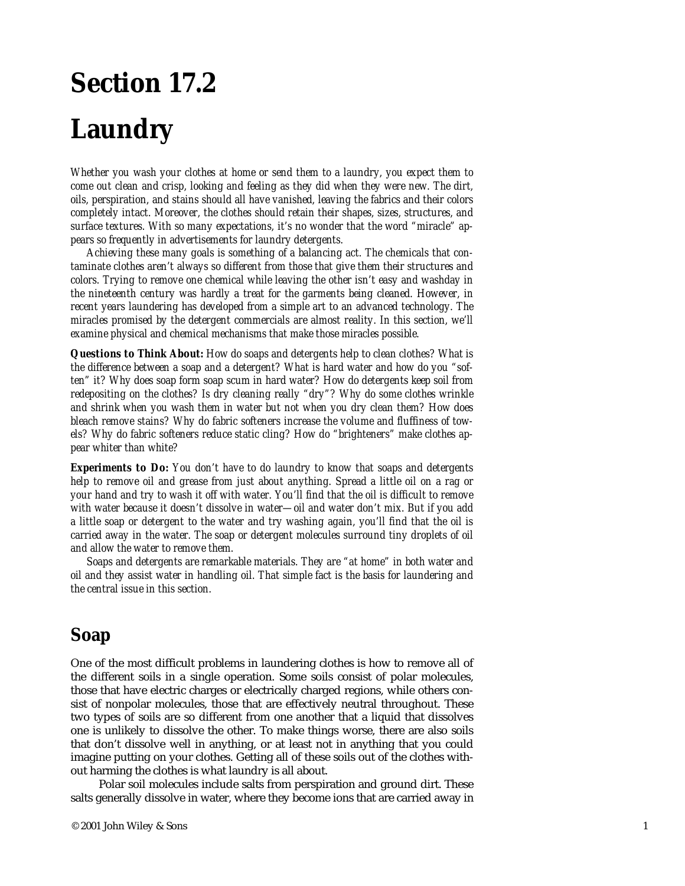# Section 17.2

# Laundry

*Whether you wash your clothes at home or send them to a laundry, you expect them to come out clean and crisp, looking and feeling as they did when they were new. The dirt, oils, perspiration, and stains should all have vanished, leaving the fabrics and their colors completely intact. Moreover, the clothes should retain their shapes, sizes, structures, and surface textures. With so many expectations, it's no wonder that the word "miracle" appears so frequently in advertisements for laundry detergents.*

*Achieving these many goals is something of a balancing act. The chemicals that contaminate clothes aren't always so different from those that give them their structures and colors. Trying to remove one chemical while leaving the other isn't easy and washday in the nineteenth century was hardly a treat for the garments being cleaned. However, in recent years laundering has developed from a simple art to an advanced technology. The miracles promised by the detergent commercials are almost reality. In this section, we'll examine physical and chemical mechanisms that make those miracles possible.*

***Questions to Think About:*** *How do soaps and detergents help to clean clothes? What is the difference between a soap and a detergent? What is hard water and how do you "soften" it? Why does soap form soap scum in hard water? How do detergents keep soil from redepositing on the clothes? Is dry cleaning really "dry"? Why do some clothes wrinkle and shrink when you wash them in water but not when you dry clean them? How does bleach remove stains? Why do fabric softeners increase the volume and fluffiness of towels? Why do fabric softeners reduce static cling? How do "brighteners" make clothes appear whiter than white?*

***Experiments to Do:*** *You don't have to do laundry to know that soaps and detergents help to remove oil and grease from just about anything. Spread a little oil on a rag or your hand and try to wash it off with water. You'll find that the oil is difficult to remove with water because it doesn't dissolve in water—oil and water don't mix. But if you add a little soap or detergent to the water and try washing again, you'll find that the oil is carried away in the water. The soap or detergent molecules surround tiny droplets of oil and allow the water to remove them.*

*Soaps and detergents are remarkable materials. They are "at home" in both water and oil and they assist water in handling oil. That simple fact is the basis for laundering and the central issue in this section.*

## Soap

One of the most difficult problems in laundering clothes is how to remove all of the different soils in a single operation. Some soils consist of polar molecules, those that have electric charges or electrically charged regions, while others consist of nonpolar molecules, those that are effectively neutral throughout. These two types of soils are so different from one another that a liquid that dissolves one is unlikely to dissolve the other. To make things worse, there are also soils that don't dissolve well in anything, or at least not in anything that you could imagine putting on your clothes. Getting all of these soils out of the clothes without harming the clothes is what laundry is all about.

Polar soil molecules include salts from perspiration and ground dirt. These salts generally dissolve in water, where they become ions that are carried away in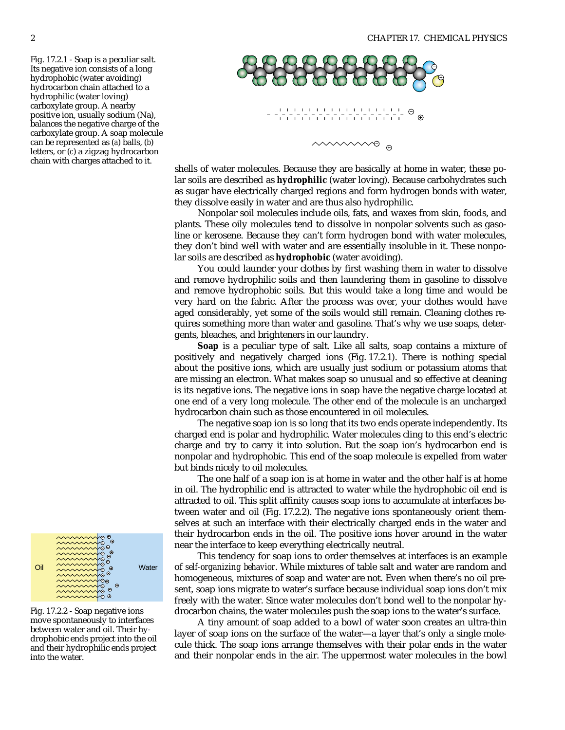Fig. 17.2.1 - Soap is a peculiar salt. Its negative ion consists of a long hydrophobic (water avoiding) hydrocarbon chain attached to a hydrophilic (water loving) carboxylate group. A nearby positive ion, usually sodium (Na), balances the negative charge of the carboxylate group. A soap molecule can be represented as (a) balls, (b) letters, or (c) a zigzag hydrocarbon chain with charges attached to it.

shells of water molecules. Because they are basically at home in water, these polar soils are described as **hydrophilic** (water loving). Because carbohydrates such as sugar have electrically charged regions and form hydrogen bonds with water, they dissolve easily in water and are thus also hydrophilic.

Nonpolar soil molecules include oils, fats, and waxes from skin, foods, and plants. These oily molecules tend to dissolve in nonpolar solvents such as gasoline or kerosene. Because they can't form hydrogen bond with water molecules, they don't bind well with water and are essentially insoluble in it. These nonpolar soils are described as **hydrophobic** (water avoiding).

You could launder your clothes by first washing them in water to dissolve and remove hydrophilic soils and then laundering them in gasoline to dissolve and remove hydrophobic soils. But this would take a long time and would be very hard on the fabric. After the process was over, your clothes would have aged considerably, yet some of the soils would still remain. Cleaning clothes requires something more than water and gasoline. That's why we use soaps, detergents, bleaches, and brighteners in our laundry.

**Soap** is a peculiar type of salt. Like all salts, soap contains a mixture of positively and negatively charged ions (Fig. 17.2.1). There is nothing special about the positive ions, which are usually just sodium or potassium atoms that are missing an electron. What makes soap so unusual and so effective at cleaning is its negative ions. The negative ions in soap have the negative charge located at one end of a very long molecule. The other end of the molecule is an uncharged hydrocarbon chain such as those encountered in oil molecules.

The negative soap ion is so long that its two ends operate independently. Its charged end is polar and hydrophilic. Water molecules cling to this end's electric charge and try to carry it into solution. But the soap ion's hydrocarbon end is nonpolar and hydrophobic. This end of the soap molecule is expelled from water but binds nicely to oil molecules.

The one half of a soap ion is at home in water and the other half is at home in oil. The hydrophilic end is attracted to water while the hydrophobic oil end is attracted to oil. This split affinity causes soap ions to accumulate at interfaces between water and oil (Fig. 17.2.2). The negative ions spontaneously orient themselves at such an interface with their electrically charged ends in the water and their hydrocarbon ends in the oil. The positive ions hover around in the water near the interface to keep everything electrically neutral.

This tendency for soap ions to order themselves at interfaces is an example of *self-organizing behavior*. While mixtures of table salt and water are random and homogeneous, mixtures of soap and water are not. Even when there's no oil present, soap ions migrate to water's surface because individual soap ions don't mix freely with the water. Since water molecules don't bond well to the nonpolar hydrocarbon chains, the water molecules push the soap ions to the water's surface.

A tiny amount of soap added to a bowl of water soon creates an ultra-thin layer of soap ions on the surface of the water—a layer that's only a single molecule thick. The soap ions arrange themselves with their polar ends in the water and their nonpolar ends in the air. The uppermost water molecules in the bowl

Oil

Water

Fig. 17.2.2 - Soap negative ions move spontaneously to interfaces between water and oil. Their hydrophobic ends project into the oil and their hydrophilic ends project into the water.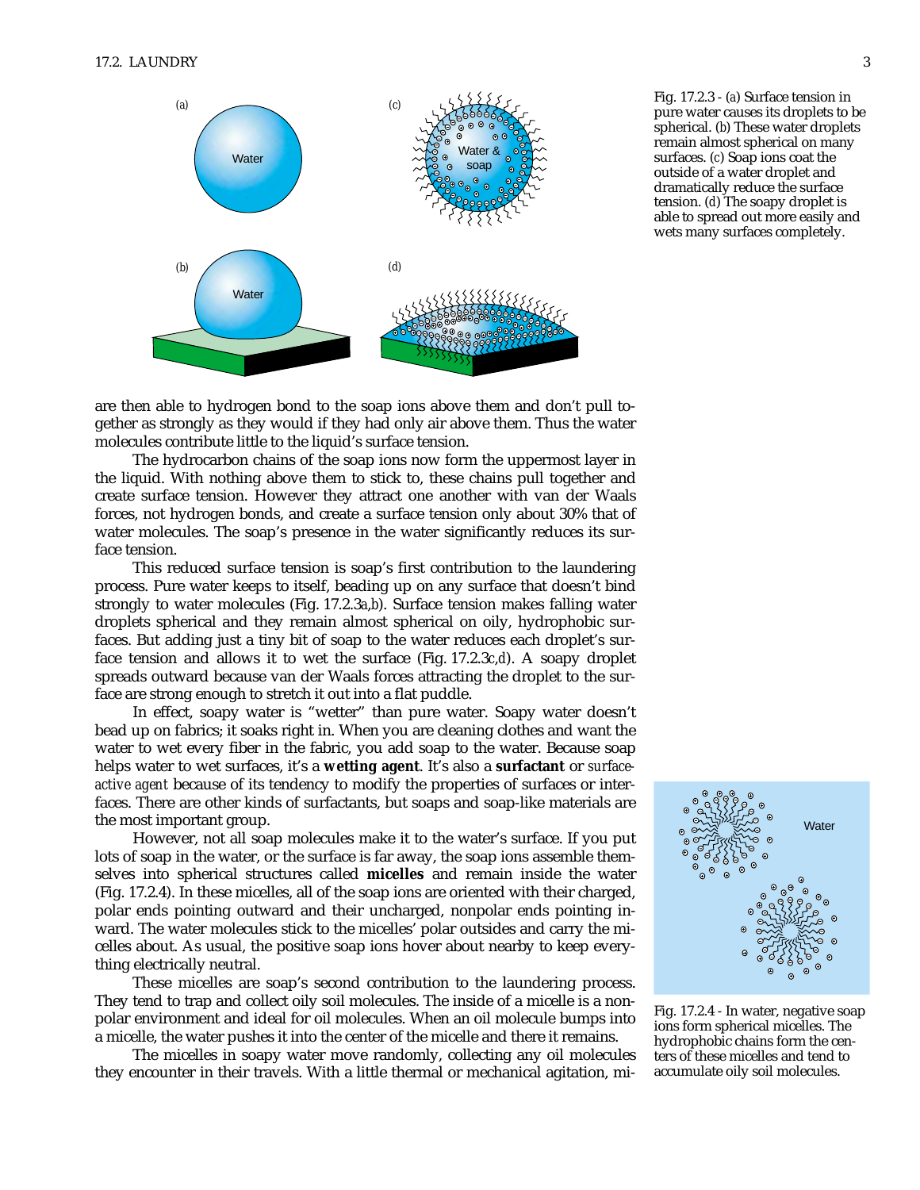Fig. 17.2.3 - (a) Surface tension in pure water causes its droplets to be spherical. (b) These water droplets remain almost spherical on many surfaces. (c) Soap ions coat the outside of a water droplet and dramatically reduce the surface tension. (d) The soapy droplet is able to spread out more easily and wets many surfaces completely.

are then able to hydrogen bond to the soap ions above them and don't pull together as strongly as they would if they had only air above them. Thus the water molecules contribute little to the liquid's surface tension.

The hydrocarbon chains of the soap ions now form the uppermost layer in the liquid. With nothing above them to stick to, these chains pull together and create surface tension. However they attract one another with van der Waals forces, not hydrogen bonds, and create a surface tension only about 30% that of water molecules. The soap's presence in the water significantly reduces its surface tension.

This reduced surface tension is soap's first contribution to the laundering process. Pure water keeps to itself, beading up on any surface that doesn't bind strongly to water molecules (Fig. 17.2.3*a*,*b*). Surface tension makes falling water droplets spherical and they remain almost spherical on oily, hydrophobic surfaces. But adding just a tiny bit of soap to the water reduces each droplet's surface tension and allows it to wet the surface (Fig. 17.2.3*c*,*d*). A soapy droplet spreads outward because van der Waals forces attracting the droplet to the surface are strong enough to stretch it out into a flat puddle.

In effect, soapy water is "wetter" than pure water. Soapy water doesn't bead up on fabrics; it soaks right in. When you are cleaning clothes and want the water to wet every fiber in the fabric, you add soap to the water. Because soap helps water to wet surfaces, it's a **wetting agent**. It's also a **surfactant** or *surface-active agent* because of its tendency to modify the properties of surfaces or interfaces. There are other kinds of surfactants, but soaps and soap-like materials are the most important group.

However, not all soap molecules make it to the water's surface. If you put lots of soap in the water, or the surface is far away, the soap ions assemble themselves into spherical structures called **micelles** and remain inside the water (Fig. 17.2.4). In these micelles, all of the soap ions are oriented with their charged, polar ends pointing outward and their uncharged, nonpolar ends pointing inward. The water molecules stick to the micelles' polar outsides and carry the micelles about. As usual, the positive soap ions hover about nearby to keep everything electrically neutral.

These micelles are soap's second contribution to the laundering process. They tend to trap and collect oily soil molecules. The inside of a micelle is a nonpolar environment and ideal for oil molecules. When an oil molecule bumps into a micelle, the water pushes it into the center of the micelle and there it remains.

The micelles in soapy water move randomly, collecting any oil molecules they encounter in their travels. With a little thermal or mechanical agitation, mi-

Fig. 17.2.4 - In water, negative soap ions form spherical micelles. The hydrophobic chains form the centers of these micelles and tend to accumulate oily soil molecules.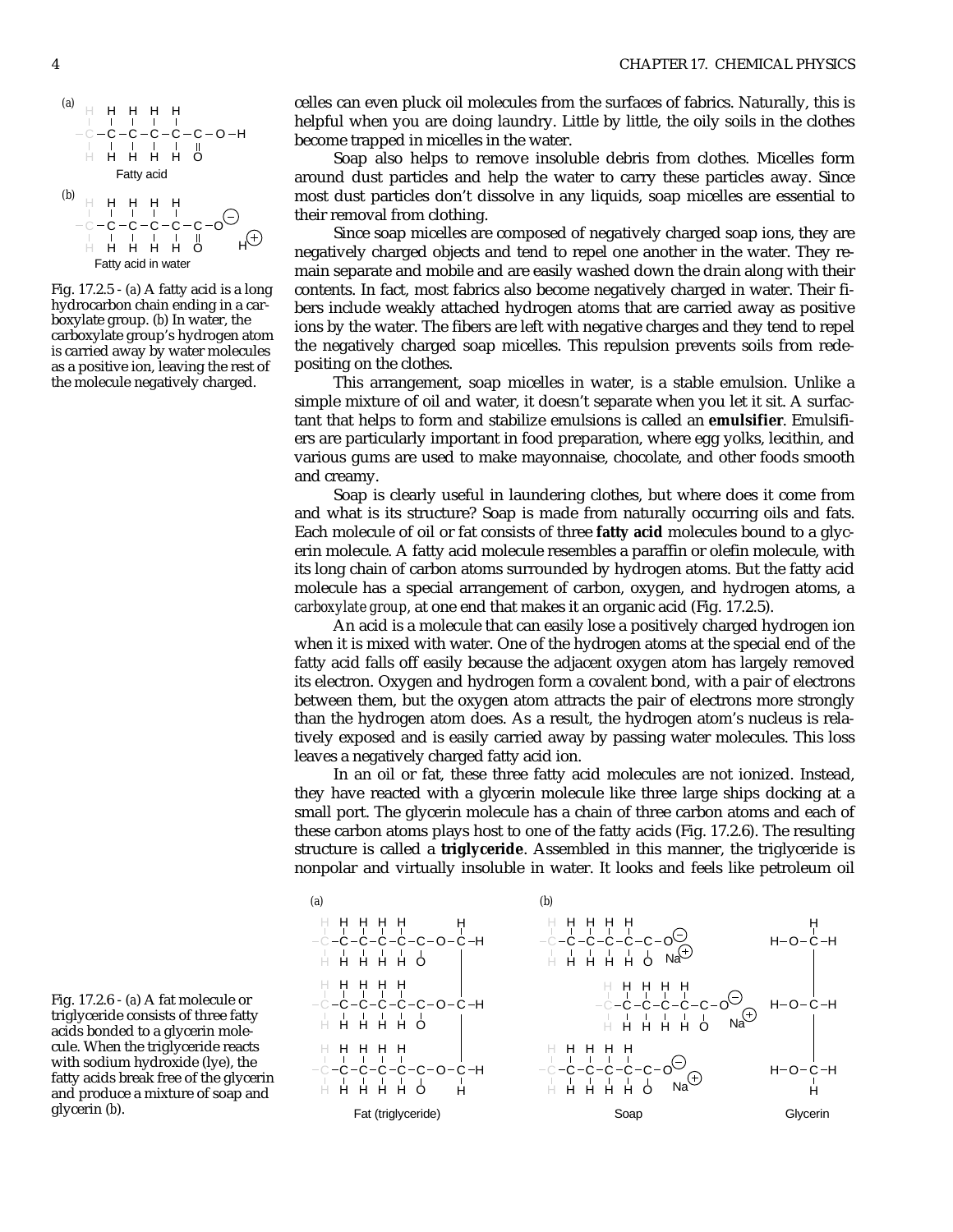celles can even pluck oil molecules from the surfaces of fabrics. Naturally, this is helpful when you are doing laundry. Little by little, the oily soils in the clothes become trapped in micelles in the water.

Soap also helps to remove insoluble debris from clothes. Micelles form around dust particles and help the water to carry these particles away. Since most dust particles don't dissolve in any liquids, soap micelles are essential to their removal from clothing.

Since soap micelles are composed of negatively charged soap ions, they are negatively charged objects and tend to repel one another in the water. They remain separate and mobile and are easily washed down the drain along with their contents. In fact, most fabrics also become negatively charged in water. Their fibers include weakly attached hydrogen atoms that are carried away as positive ions by the water. The fibers are left with negative charges and they tend to repel the negatively charged soap micelles. This repulsion prevents soils from redepositing on the clothes.

This arrangement, soap micelles in water, is a stable emulsion. Unlike a simple mixture of oil and water, it doesn't separate when you let it sit. A surfactant that helps to form and stabilize emulsions is called an **emulsifier**. Emulsifiers are particularly important in food preparation, where egg yolks, lecithin, and various gums are used to make mayonnaise, chocolate, and other foods smooth and creamy.

Soap is clearly useful in laundering clothes, but where does it come from and what is its structure? Soap is made from naturally occurring oils and fats. Each molecule of oil or fat consists of three **fatty acid** molecules bound to a glycerin molecule. A fatty acid molecule resembles a paraffin or olefin molecule, with its long chain of carbon atoms surrounded by hydrogen atoms. But the fatty acid molecule has a special arrangement of carbon, oxygen, and hydrogen atoms, a *carboxylate group*, at one end that makes it an organic acid (Fig. 17.2.5).

Fig. 17.2.5 - (a) A fatty acid is a long hydrocarbon chain ending in a carboxylate group. (b) In water, the carboxylate group's hydrogen atom is carried away by water molecules as a positive ion, leaving the rest of the molecule negatively charged.

An acid is a molecule that can easily lose a positively charged hydrogen ion when it is mixed with water. One of the hydrogen atoms at the special end of the fatty acid falls off easily because the adjacent oxygen atom has largely removed its electron. Oxygen and hydrogen form a covalent bond, with a pair of electrons between them, but the oxygen atom attracts the pair of electrons more strongly than the hydrogen atom does. As a result, the hydrogen atom's nucleus is relatively exposed and is easily carried away by passing water molecules. This loss leaves a negatively charged fatty acid ion.

In an oil or fat, these three fatty acid molecules are not ionized. Instead, they have reacted with a glycerin molecule like three large ships docking at a small port. The glycerin molecule has a chain of three carbon atoms and each of these carbon atoms plays host to one of the fatty acids (Fig. 17.2.6). The resulting structure is called a **triglyceride**. Assembled in this manner, the triglyceride is nonpolar and virtually insoluble in water. It looks and feels like petroleum oil

Fig. 17.2.6 - (a) A fat molecule or triglyceride consists of three fatty acids bonded to a glycerin molecule. When the triglyceride reacts with sodium hydroxide (lye), the fatty acids break free of the glycerin and produce a mixture of soap and glycerin (b).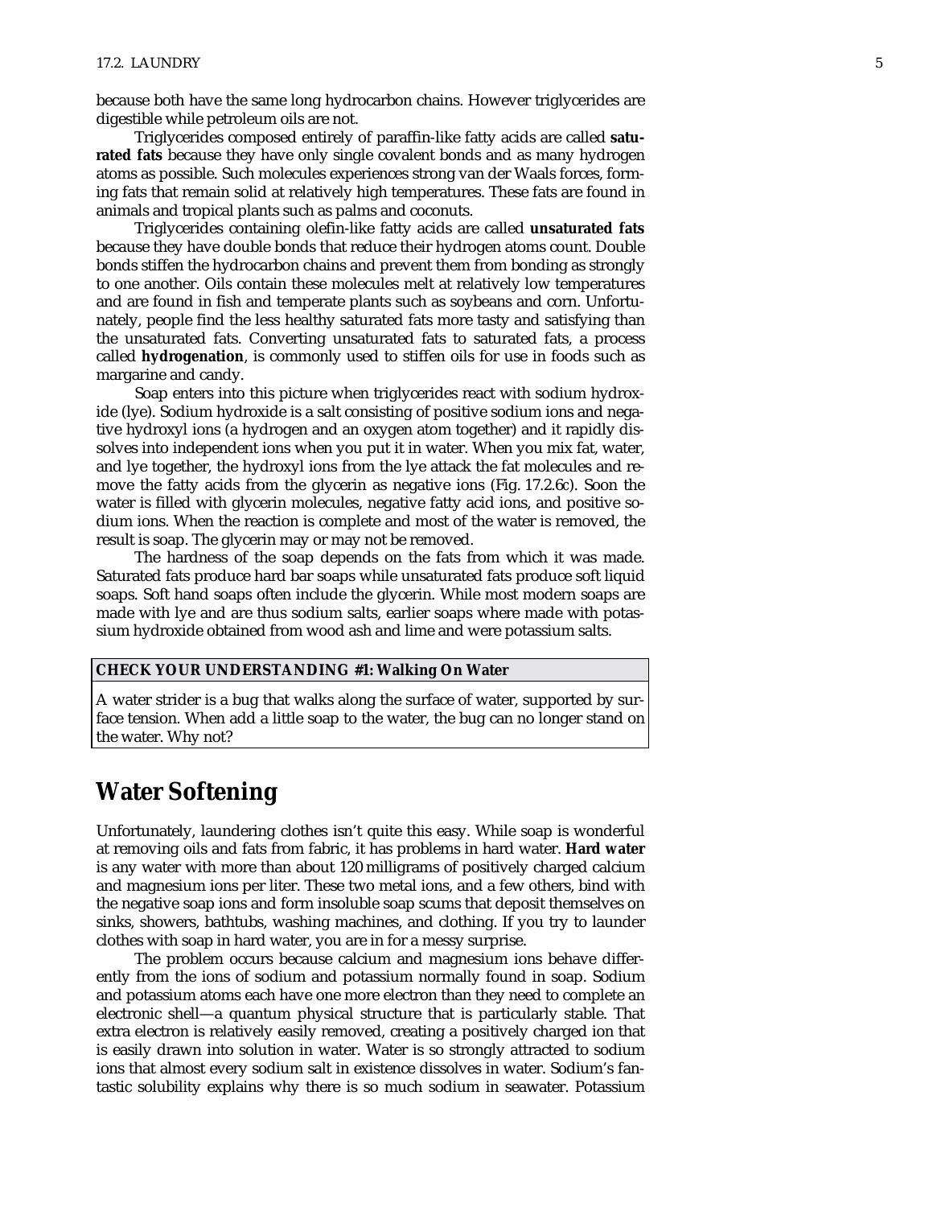because both have the same long hydrocarbon chains. However triglycerides are digestible while petroleum oils are not.

Triglycerides composed entirely of paraffin-like fatty acids are called **saturated fats** because they have only single covalent bonds and as many hydrogen atoms as possible. Such molecules experiences strong van der Waals forces, forming fats that remain solid at relatively high temperatures. These fats are found in animals and tropical plants such as palms and coconuts.

Triglycerides containing olefin-like fatty acids are called **unsaturated fats** because they have double bonds that reduce their hydrogen atoms count. Double bonds stiffen the hydrocarbon chains and prevent them from bonding as strongly to one another. Oils contain these molecules melt at relatively low temperatures and are found in fish and temperate plants such as soybeans and corn. Unfortunately, people find the less healthy saturated fats more tasty and satisfying than the unsaturated fats. Converting unsaturated fats to saturated fats, a process called **hydrogenation**, is commonly used to stiffen oils for use in foods such as margarine and candy.

Soap enters into this picture when triglycerides react with sodium hydroxide (lye). Sodium hydroxide is a salt consisting of positive sodium ions and negative hydroxyl ions (a hydrogen and an oxygen atom together) and it rapidly dissolves into independent ions when you put it in water. When you mix fat, water, and lye together, the hydroxyl ions from the lye attack the fat molecules and remove the fatty acids from the glycerin as negative ions (Fig. 17.2.6c). Soon the water is filled with glycerin molecules, negative fatty acid ions, and positive sodium ions. When the reaction is complete and most of the water is removed, the result is soap. The glycerin may or may not be removed.

The hardness of the soap depends on the fats from which it was made. Saturated fats produce hard bar soaps while unsaturated fats produce soft liquid soaps. Soft hand soaps often include the glycerin. While most modern soaps are made with lye and are thus sodium salts, earlier soaps where made with potassium hydroxide obtained from wood ash and lime and were potassium salts.

**CHECK YOUR UNDERSTANDING #1: Walking On Water**

A water strider is a bug that walks along the surface of water, supported by surface tension. When add a little soap to the water, the bug can no longer stand on the water. Why not?

## Water Softening

Unfortunately, laundering clothes isn't quite this easy. While soap is wonderful at removing oils and fats from fabric, it has problems in hard water. **Hard water** is any water with more than about 120 milligrams of positively charged calcium and magnesium ions per liter. These two metal ions, and a few others, bind with the negative soap ions and form insoluble soap scums that deposit themselves on sinks, showers, bathtubs, washing machines, and clothing. If you try to launder clothes with soap in hard water, you are in for a messy surprise.

The problem occurs because calcium and magnesium ions behave differently from the ions of sodium and potassium normally found in soap. Sodium and potassium atoms each have one more electron than they need to complete an electronic shell—a quantum physical structure that is particularly stable. That extra electron is relatively easily removed, creating a positively charged ion that is easily drawn into solution in water. Water is so strongly attracted to sodium ions that almost every sodium salt in existence dissolves in water. Sodium's fantastic solubility explains why there is so much sodium in seawater. Potassium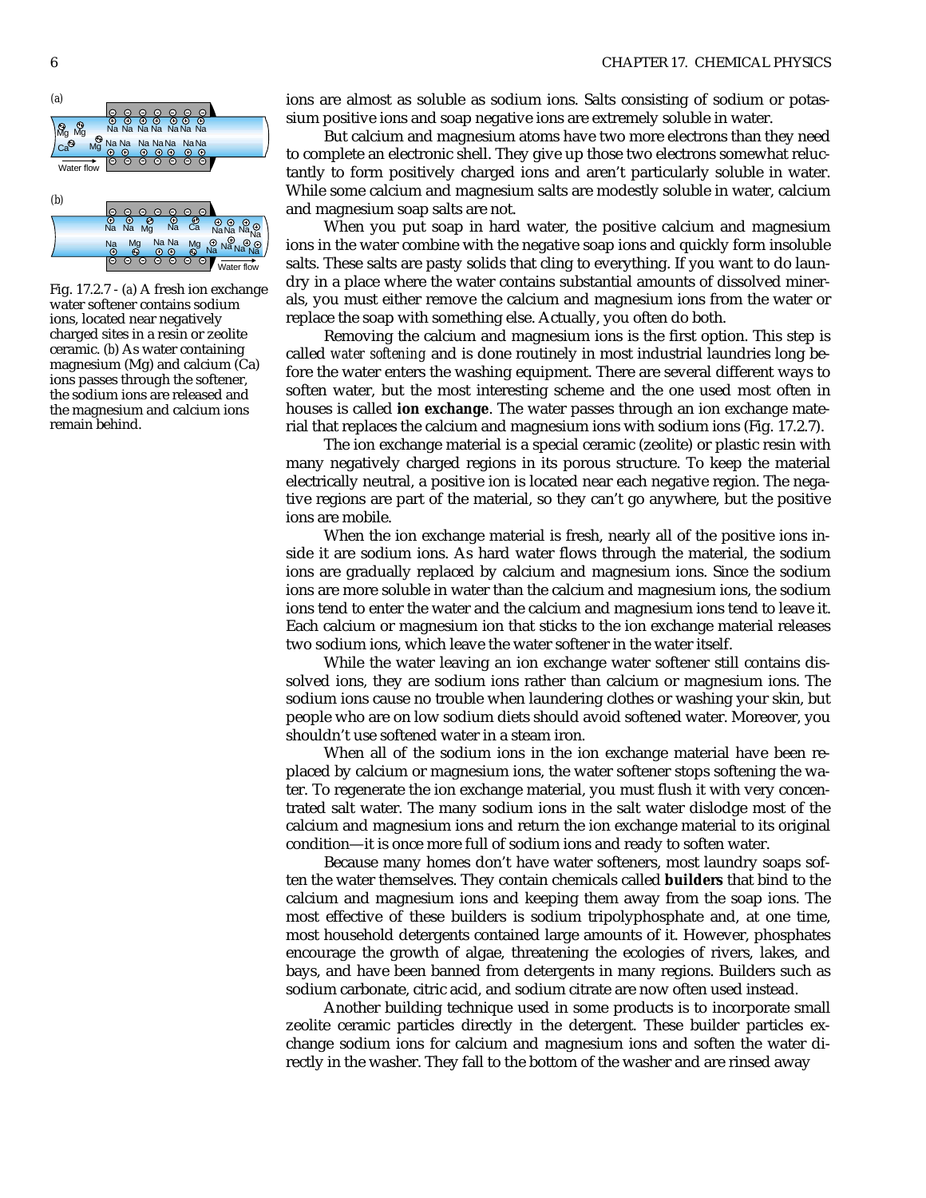(a)

Mg Mg Ca Mg Na Na Na Na Na Na Na Na Na Na Na Na Na Na

Water flow

(b)

Na Na Mg Na Ca Na Na Na Na Na Mg Na Na Mg Na Na Na Na

Water flow

Fig. 17.2.7 - (a) A fresh ion exchange water softener contains sodium ions, located near negatively charged sites in a resin or zeolite ceramic. (b) As water containing magnesium (Mg) and calcium (Ca) ions passes through the softener, the sodium ions are released and the magnesium and calcium ions remain behind.

ions are almost as soluble as sodium ions. Salts consisting of sodium or potassium positive ions and soap negative ions are extremely soluble in water.

But calcium and magnesium atoms have two more electrons than they need to complete an electronic shell. They give up those two electrons somewhat reluctantly to form positively charged ions and aren't particularly soluble in water. While some calcium and magnesium salts are modestly soluble in water, calcium and magnesium soap salts are not.

When you put soap in hard water, the positive calcium and magnesium ions in the water combine with the negative soap ions and quickly form insoluble salts. These salts are pasty solids that cling to everything. If you want to do laundry in a place where the water contains substantial amounts of dissolved minerals, you must either remove the calcium and magnesium ions from the water or replace the soap with something else. Actually, you often do both.

Removing the calcium and magnesium ions is the first option. This step is called *water softening* and is done routinely in most industrial laundries long before the water enters the washing equipment. There are several different ways to soften water, but the most interesting scheme and the one used most often in houses is called **ion exchange**. The water passes through an ion exchange material that replaces the calcium and magnesium ions with sodium ions (Fig. 17.2.7).

The ion exchange material is a special ceramic (zeolite) or plastic resin with many negatively charged regions in its porous structure. To keep the material electrically neutral, a positive ion is located near each negative region. The negative regions are part of the material, so they can't go anywhere, but the positive ions are mobile.

When the ion exchange material is fresh, nearly all of the positive ions inside it are sodium ions. As hard water flows through the material, the sodium ions are gradually replaced by calcium and magnesium ions. Since the sodium ions are more soluble in water than the calcium and magnesium ions, the sodium ions tend to enter the water and the calcium and magnesium ions tend to leave it. Each calcium or magnesium ion that sticks to the ion exchange material releases two sodium ions, which leave the water softener in the water itself.

While the water leaving an ion exchange water softener still contains dissolved ions, they are sodium ions rather than calcium or magnesium ions. The sodium ions cause no trouble when laundering clothes or washing your skin, but people who are on low sodium diets should avoid softened water. Moreover, you shouldn't use softened water in a steam iron.

When all of the sodium ions in the ion exchange material have been replaced by calcium or magnesium ions, the water softener stops softening the water. To regenerate the ion exchange material, you must flush it with very concentrated salt water. The many sodium ions in the salt water dislodge most of the calcium and magnesium ions and return the ion exchange material to its original condition—it is once more full of sodium ions and ready to soften water.

Because many homes don't have water softeners, most laundry soaps soften the water themselves. They contain chemicals called **builders** that bind to the calcium and magnesium ions and keeping them away from the soap ions. The most effective of these builders is sodium tripolyphosphate and, at one time, most household detergents contained large amounts of it. However, phosphates encourage the growth of algae, threatening the ecologies of rivers, lakes, and bays, and have been banned from detergents in many regions. Builders such as sodium carbonate, citric acid, and sodium citrate are now often used instead.

Another building technique used in some products is to incorporate small zeolite ceramic particles directly in the detergent. These builder particles exchange sodium ions for calcium and magnesium ions and soften the water directly in the washer. They fall to the bottom of the washer and are rinsed away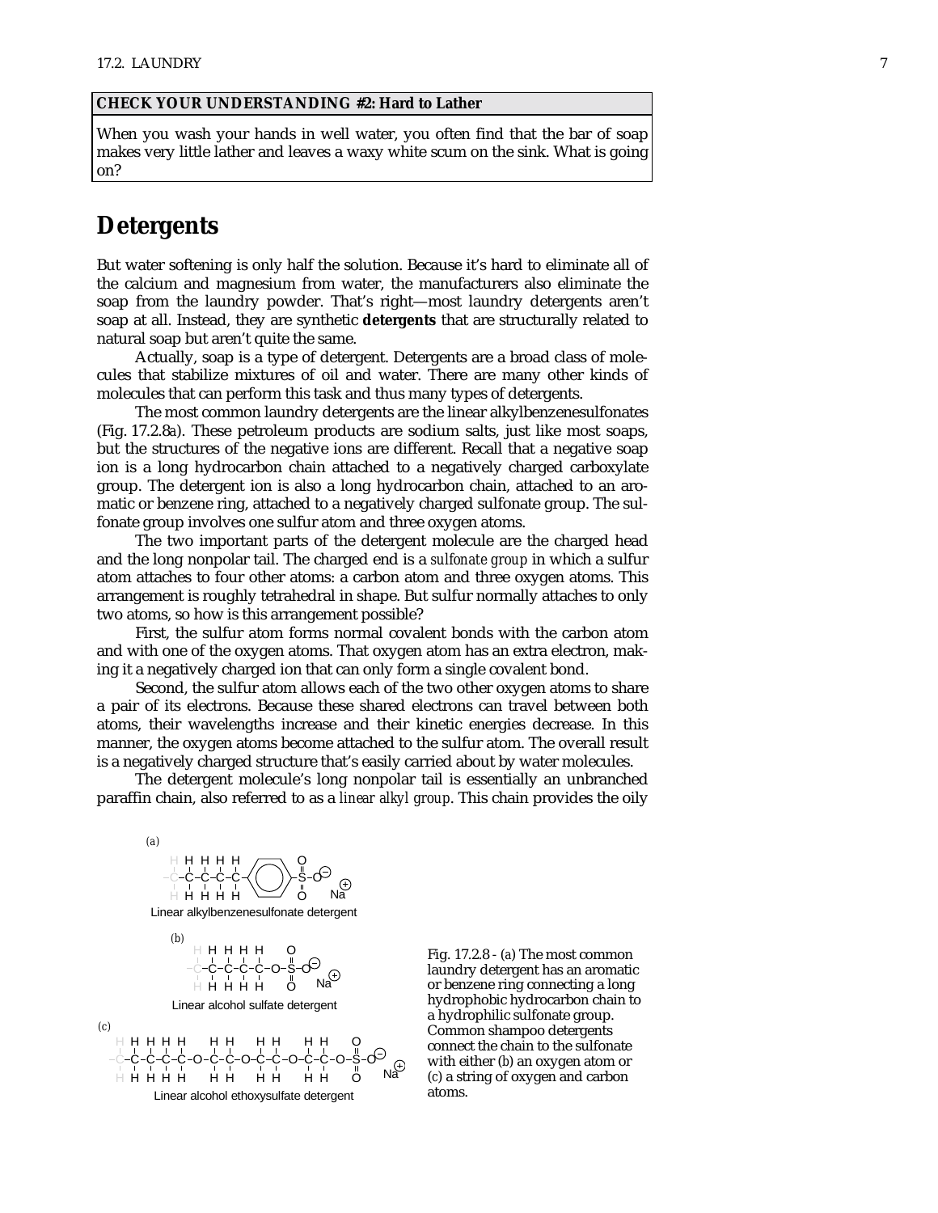**CHECK YOUR UNDERSTANDING #2: Hard to Lather**

When you wash your hands in well water, you often find that the bar of soap makes very little lather and leaves a waxy white scum on the sink. What is going on?

## Detergents

But water softening is only half the solution. Because it's hard to eliminate all of the calcium and magnesium from water, the manufacturers also eliminate the soap from the laundry powder. That's right—most laundry detergents aren't soap at all. Instead, they are synthetic **detergents** that are structurally related to natural soap but aren't quite the same.

Actually, soap is a type of detergent. Detergents are a broad class of molecules that stabilize mixtures of oil and water. There are many other kinds of molecules that can perform this task and thus many types of detergents.

The most common laundry detergents are the linear alkylbenzenesulfonates (Fig. 17.2.8*a*). These petroleum products are sodium salts, just like most soaps, but the structures of the negative ions are different. Recall that a negative soap ion is a long hydrocarbon chain attached to a negatively charged carboxylate group. The detergent ion is also a long hydrocarbon chain, attached to an aromatic or benzene ring, attached to a negatively charged sulfonate group. The sulfonate group involves one sulfur atom and three oxygen atoms.

The two important parts of the detergent molecule are the charged head and the long nonpolar tail. The charged end is a *sulfonate group* in which a sulfur atom attaches to four other atoms: a carbon atom and three oxygen atoms. This arrangement is roughly tetrahedral in shape. But sulfur normally attaches to only two atoms, so how is this arrangement possible?

First, the sulfur atom forms normal covalent bonds with the carbon atom and with one of the oxygen atoms. That oxygen atom has an extra electron, making it a negatively charged ion that can only form a single covalent bond.

Second, the sulfur atom allows each of the two other oxygen atoms to share a pair of its electrons. Because these shared electrons can travel between both atoms, their wavelengths increase and their kinetic energies decrease. In this manner, the oxygen atoms become attached to the sulfur atom. The overall result is a negatively charged structure that's easily carried about by water molecules.

The detergent molecule's long nonpolar tail is essentially an unbranched paraffin chain, also referred to as a *linear alkyl group*. This chain provides the oily

(a) Linear alkylbenzenesulfonate detergent

(b) Linear alcohol sulfate detergent

(c) Linear alcohol ethoxysulfate detergent

Fig. 17.2.8 - (*a*) The most common laundry detergent has an aromatic or benzene ring connecting a long hydrophobic hydrocarbon chain to a hydrophilic sulfonate group. Common shampoo detergents connect the chain to the sulfonate with either (*b*) an oxygen atom or (*c*) a string of oxygen and carbon atoms.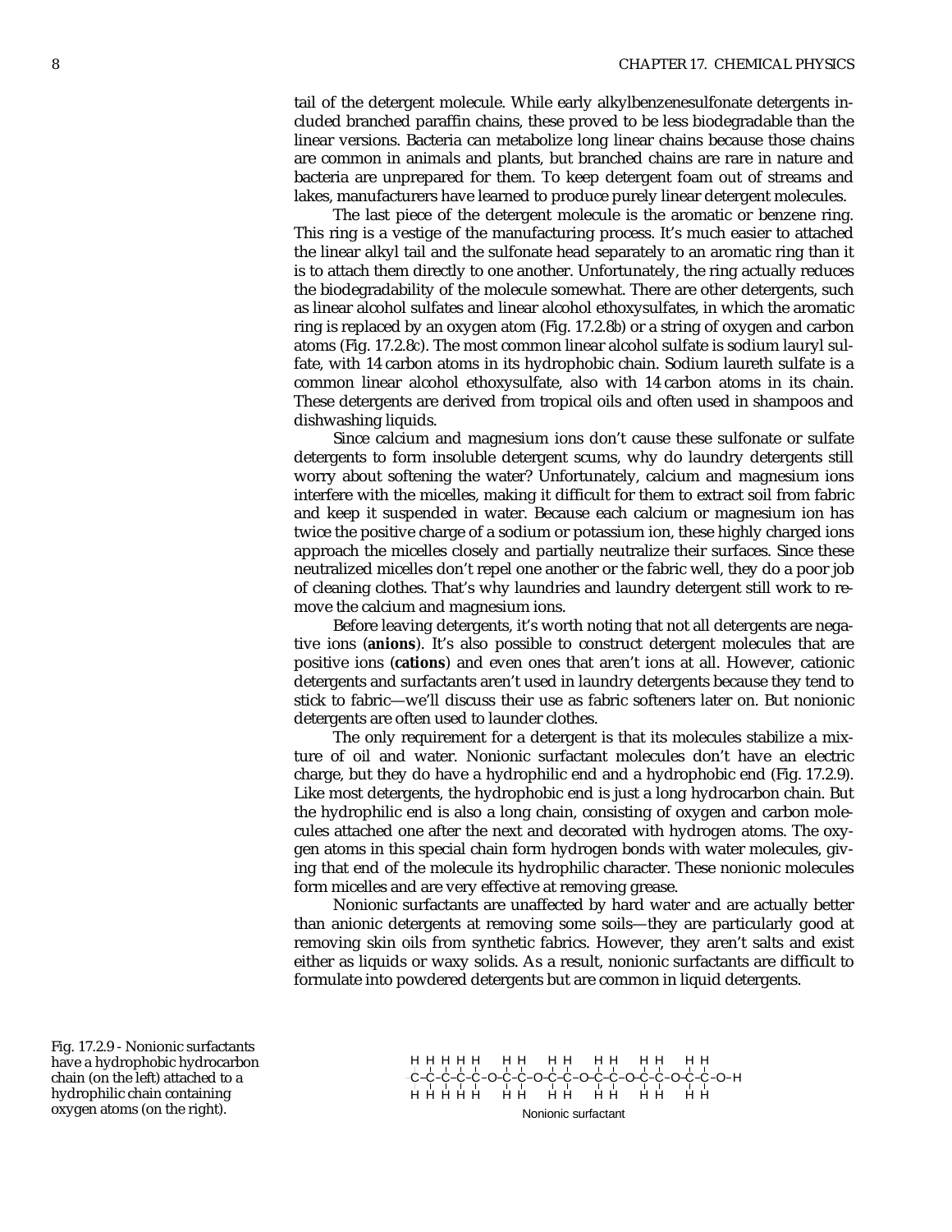tail of the detergent molecule. While early alkylbenzenesulfonate detergents included branched paraffin chains, these proved to be less biodegradable than the linear versions. Bacteria can metabolize long linear chains because those chains are common in animals and plants, but branched chains are rare in nature and bacteria are unprepared for them. To keep detergent foam out of streams and lakes, manufacturers have learned to produce purely linear detergent molecules.

The last piece of the detergent molecule is the aromatic or benzene ring. This ring is a vestige of the manufacturing process. It's much easier to attached the linear alkyl tail and the sulfonate head separately to an aromatic ring than it is to attach them directly to one another. Unfortunately, the ring actually reduces the biodegradability of the molecule somewhat. There are other detergents, such as linear alcohol sulfates and linear alcohol ethoxysulfates, in which the aromatic ring is replaced by an oxygen atom (Fig. 17.2.8b) or a string of oxygen and carbon atoms (Fig. 17.2.8c). The most common linear alcohol sulfate is sodium lauryl sulfate, with 14 carbon atoms in its hydrophobic chain. Sodium laureth sulfate is a common linear alcohol ethoxysulfate, also with 14 carbon atoms in its chain. These detergents are derived from tropical oils and often used in shampoos and dishwashing liquids.

Since calcium and magnesium ions don't cause these sulfonate or sulfate detergents to form insoluble detergent scums, why do laundry detergents still worry about softening the water? Unfortunately, calcium and magnesium ions interfere with the micelles, making it difficult for them to extract soil from fabric and keep it suspended in water. Because each calcium or magnesium ion has twice the positive charge of a sodium or potassium ion, these highly charged ions approach the micelles closely and partially neutralize their surfaces. Since these neutralized micelles don't repel one another or the fabric well, they do a poor job of cleaning clothes. That's why laundries and laundry detergent still work to remove the calcium and magnesium ions.

Before leaving detergents, it's worth noting that not all detergents are negative ions (**anions**). It's also possible to construct detergent molecules that are positive ions (**cations**) and even ones that aren't ions at all. However, cationic detergents and surfactants aren't used in laundry detergents because they tend to stick to fabric—we'll discuss their use as fabric softeners later on. But nonionic detergents are often used to launder clothes.

The only requirement for a detergent is that its molecules stabilize a mixture of oil and water. Nonionic surfactant molecules don't have an electric charge, but they do have a hydrophilic end and a hydrophobic end (Fig. 17.2.9). Like most detergents, the hydrophobic end is just a long hydrocarbon chain. But the hydrophilic end is also a long chain, consisting of oxygen and carbon molecules attached one after the next and decorated with hydrogen atoms. The oxygen atoms in this special chain form hydrogen bonds with water molecules, giving that end of the molecule its hydrophilic character. These nonionic molecules form micelles and are very effective at removing grease.

Nonionic surfactants are unaffected by hard water and are actually better than anionic detergents at removing some soils—they are particularly good at removing skin oils from synthetic fabrics. However, they aren't salts and exist either as liquids or waxy solids. As a result, nonionic surfactants are difficult to formulate into powdered detergents but are common in liquid detergents.

Nonionic surfactant

Fig. 17.2.9 - Nonionic surfactants have a hydrophobic hydrocarbon chain (on the left) attached to a hydrophilic chain containing oxygen atoms (on the right).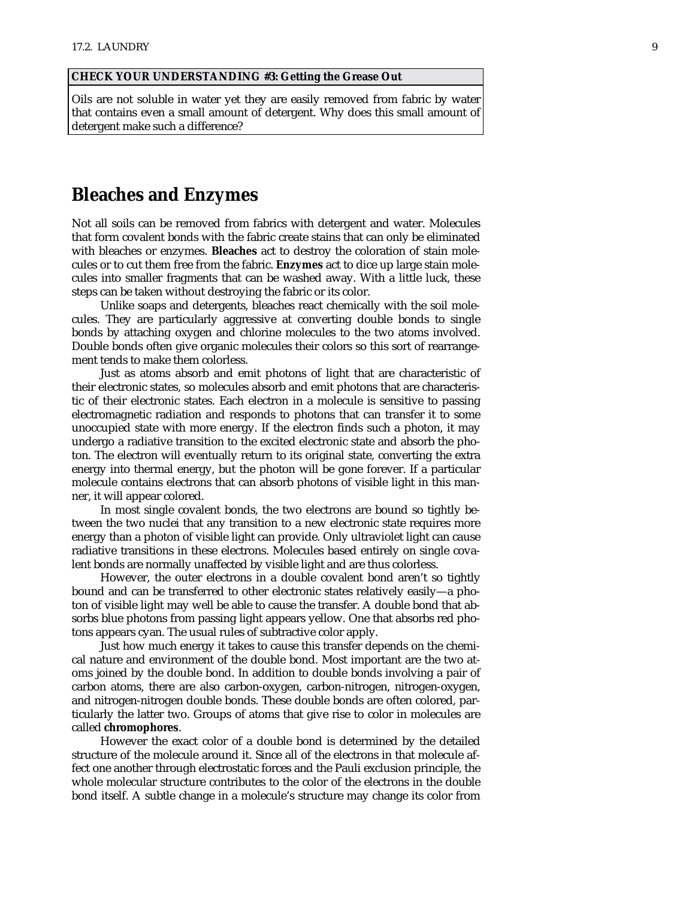**CHECK YOUR UNDERSTANDING #3: Getting the Grease Out**

Oils are not soluble in water yet they are easily removed from fabric by water that contains even a small amount of detergent. Why does this small amount of detergent make such a difference?

## Bleaches and Enzymes

Not all soils can be removed from fabrics with detergent and water. Molecules that form covalent bonds with the fabric create stains that can only be eliminated with bleaches or enzymes. **Bleaches** act to destroy the coloration of stain molecules or to cut them free from the fabric. **Enzymes** act to dice up large stain molecules into smaller fragments that can be washed away. With a little luck, these steps can be taken without destroying the fabric or its color.

Unlike soaps and detergents, bleaches react chemically with the soil molecules. They are particularly aggressive at converting double bonds to single bonds by attaching oxygen and chlorine molecules to the two atoms involved. Double bonds often give organic molecules their colors so this sort of rearrangement tends to make them colorless.

Just as atoms absorb and emit photons of light that are characteristic of their electronic states, so molecules absorb and emit photons that are characteristic of their electronic states. Each electron in a molecule is sensitive to passing electromagnetic radiation and responds to photons that can transfer it to some unoccupied state with more energy. If the electron finds such a photon, it may undergo a radiative transition to the excited electronic state and absorb the photon. The electron will eventually return to its original state, converting the extra energy into thermal energy, but the photon will be gone forever. If a particular molecule contains electrons that can absorb photons of visible light in this manner, it will appear colored.

In most single covalent bonds, the two electrons are bound so tightly between the two nuclei that any transition to a new electronic state requires more energy than a photon of visible light can provide. Only ultraviolet light can cause radiative transitions in these electrons. Molecules based entirely on single covalent bonds are normally unaffected by visible light and are thus colorless.

However, the outer electrons in a double covalent bond aren't so tightly bound and can be transferred to other electronic states relatively easily—a photon of visible light may well be able to cause the transfer. A double bond that absorbs blue photons from passing light appears yellow. One that absorbs red photons appears cyan. The usual rules of subtractive color apply.

Just how much energy it takes to cause this transfer depends on the chemical nature and environment of the double bond. Most important are the two atoms joined by the double bond. In addition to double bonds involving a pair of carbon atoms, there are also carbon-oxygen, carbon-nitrogen, nitrogen-oxygen, and nitrogen-nitrogen double bonds. These double bonds are often colored, particularly the latter two. Groups of atoms that give rise to color in molecules are called **chromophores**.

However the exact color of a double bond is determined by the detailed structure of the molecule around it. Since all of the electrons in that molecule affect one another through electrostatic forces and the Pauli exclusion principle, the whole molecular structure contributes to the color of the electrons in the double bond itself. A subtle change in a molecule's structure may change its color from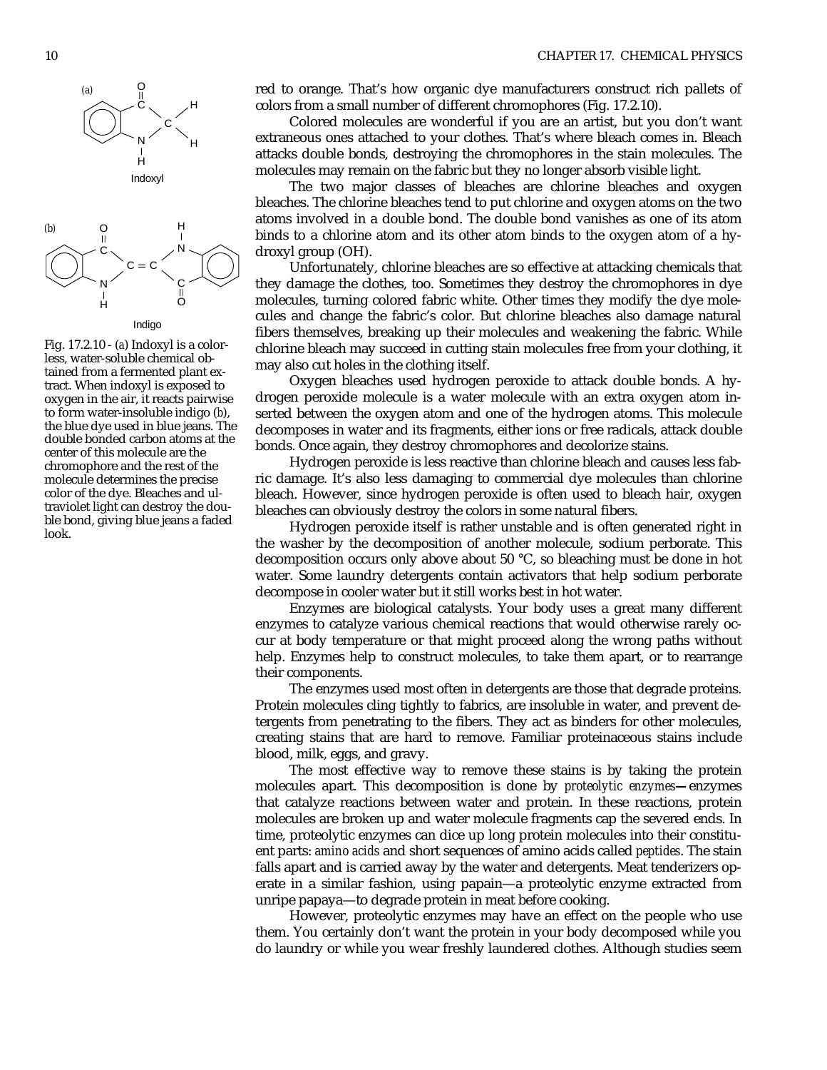red to orange. That's how organic dye manufacturers construct rich pallets of colors from a small number of different chromophores (Fig. 17.2.10).

Colored molecules are wonderful if you are an artist, but you don't want extraneous ones attached to your clothes. That's where bleach comes in. Bleach attacks double bonds, destroying the chromophores in the stain molecules. The molecules may remain on the fabric but they no longer absorb visible light.

The two major classes of bleaches are chlorine bleaches and oxygen bleaches. The chlorine bleaches tend to put chlorine and oxygen atoms on the two atoms involved in a double bond. The double bond vanishes as one of its atom binds to a chlorine atom and its other atom binds to the oxygen atom of a hydroxyl group (OH).

Unfortunately, chlorine bleaches are so effective at attacking chemicals that they damage the clothes, too. Sometimes they destroy the chromophores in dye molecules, turning colored fabric white. Other times they modify the dye molecules and change the fabric's color. But chlorine bleaches also damage natural fibers themselves, breaking up their molecules and weakening the fabric. While chlorine bleach may succeed in cutting stain molecules free from your clothing, it may also cut holes in the clothing itself.

Oxygen bleaches used hydrogen peroxide to attack double bonds. A hydrogen peroxide molecule is a water molecule with an extra oxygen atom inserted between the oxygen atom and one of the hydrogen atoms. This molecule decomposes in water and its fragments, either ions or free radicals, attack double bonds. Once again, they destroy chromophores and decolorize stains.

Hydrogen peroxide is less reactive than chlorine bleach and causes less fabric damage. It's also less damaging to commercial dye molecules than chlorine bleach. However, since hydrogen peroxide is often used to bleach hair, oxygen bleaches can obviously destroy the colors in some natural fibers.

Hydrogen peroxide itself is rather unstable and is often generated right in the washer by the decomposition of another molecule, sodium perborate. This decomposition occurs only above about 50 °C, so bleaching must be done in hot water. Some laundry detergents contain activators that help sodium perborate decompose in cooler water but it still works best in hot water.

Enzymes are biological catalysts. Your body uses a great many different enzymes to catalyze various chemical reactions that would otherwise rarely occur at body temperature or that might proceed along the wrong paths without help. Enzymes help to construct molecules, to take them apart, or to rearrange their components.

The enzymes used most often in detergents are those that degrade proteins. Protein molecules cling tightly to fabrics, are insoluble in water, and prevent detergents from penetrating to the fibers. They act as binders for other molecules, creating stains that are hard to remove. Familiar proteinaceous stains include blood, milk, eggs, and gravy.

The most effective way to remove these stains is by taking the protein molecules apart. This decomposition is done by *proteolytic enzymes*—enzymes that catalyze reactions between water and protein. In these reactions, protein molecules are broken up and water molecule fragments cap the severed ends. In time, proteolytic enzymes can dice up long protein molecules into their constituent parts: *amino acids* and short sequences of amino acids called *peptides*. The stain falls apart and is carried away by the water and detergents. Meat tenderizers operate in a similar fashion, using papain—a proteolytic enzyme extracted from unripe papaya—to degrade protein in meat before cooking.

However, proteolytic enzymes may have an effect on the people who use them. You certainly don't want the protein in your body decomposed while you do laundry or while you wear freshly laundered clothes. Although studies seem

(a) Indoxyl

(b) Indigo

Fig. 17.2.10 - (a) Indoxyl is a colorless, water-soluble chemical obtained from a fermented plant extract. When indoxyl is exposed to oxygen in the air, it reacts pairwise to form water-insoluble indigo (b), the blue dye used in blue jeans. The double bonded carbon atoms at the center of this molecule are the chromophore and the rest of the molecule determines the precise color of the dye. Bleaches and ultraviolet light can destroy the double bond, giving blue jeans a faded look.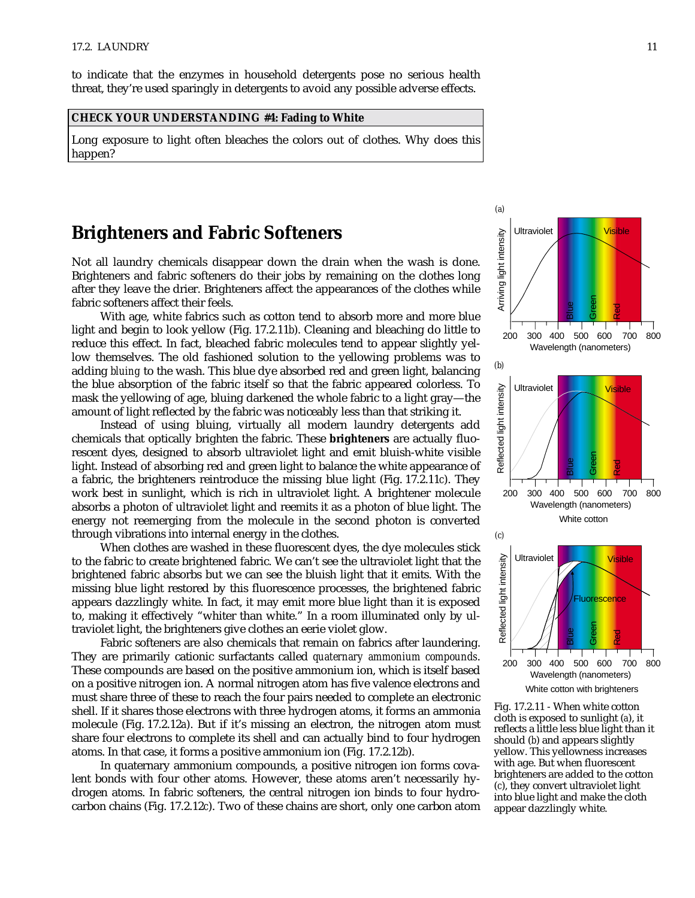to indicate that the enzymes in household detergents pose no serious health threat, they're used sparingly in detergents to avoid any possible adverse effects.

| **CHECK YOUR UNDERSTANDING #4: Fading to White** |
| --- |
| Long exposure to light often bleaches the colors out of clothes. Why does this happen? |

## Brighteners and Fabric Softeners

Not all laundry chemicals disappear down the drain when the wash is done. Brighteners and fabric softeners do their jobs by remaining on the clothes long after they leave the drier. Brighteners affect the appearances of the clothes while fabric softeners affect their feels.

With age, white fabrics such as cotton tend to absorb more and more blue light and begin to look yellow (Fig. 17.2.11b). Cleaning and bleaching do little to reduce this effect. In fact, bleached fabric molecules tend to appear slightly yellow themselves. The old fashioned solution to the yellowing problems was to adding *bluing* to the wash. This blue dye absorbed red and green light, balancing the blue absorption of the fabric itself so that the fabric appeared colorless. To mask the yellowing of age, bluing darkened the whole fabric to a light gray—the amount of light reflected by the fabric was noticeably less than that striking it.

Instead of using bluing, virtually all modern laundry detergents add chemicals that optically brighten the fabric. These **brighteners** are actually fluorescent dyes, designed to absorb ultraviolet light and emit bluish-white visible light. Instead of absorbing red and green light to balance the white appearance of a fabric, the brighteners reintroduce the missing blue light (Fig. 17.2.11c). They work best in sunlight, which is rich in ultraviolet light. A brightener molecule absorbs a photon of ultraviolet light and reemits it as a photon of blue light. The energy not reemerging from the molecule in the second photon is converted through vibrations into internal energy in the clothes.

When clothes are washed in these fluorescent dyes, the dye molecules stick to the fabric to create brightened fabric. We can't see the ultraviolet light that the brightened fabric absorbs but we can see the bluish light that it emits. With the missing blue light restored by this fluorescence processes, the brightened fabric appears dazzlingly white. In fact, it may emit more blue light than it is exposed to, making it effectively "whiter than white." In a room illuminated only by ultraviolet light, the brighteners give clothes an eerie violet glow.

Fabric softeners are also chemicals that remain on fabrics after laundering. They are primarily cationic surfactants called *quaternary ammonium compounds*. These compounds are based on the positive ammonium ion, which is itself based on a positive nitrogen ion. A normal nitrogen atom has five valence electrons and must share three of these to reach the four pairs needed to complete an electronic shell. If it shares those electrons with three hydrogen atoms, it forms an ammonia molecule (Fig. 17.2.12a). But if it's missing an electron, the nitrogen atom must share four electrons to complete its shell and can actually bind to four hydrogen atoms. In that case, it forms a positive ammonium ion (Fig. 17.2.12b).

In quaternary ammonium compounds, a positive nitrogen ion forms covalent bonds with four other atoms. However, these atoms aren't necessarily hydrogen atoms. In fabric softeners, the central nitrogen ion binds to four hydrocarbon chains (Fig. 17.2.12c). Two of these chains are short, only one carbon atom

Fig. 17.2.11 - When white cotton cloth is exposed to sunlight (a), it reflects a little less blue light than it should (b) and appears slightly yellow. This yellowness increases with age. But when fluorescent brighteners are added to the cotton (c), they convert ultraviolet light into blue light and make the cloth appear dazzlingly white.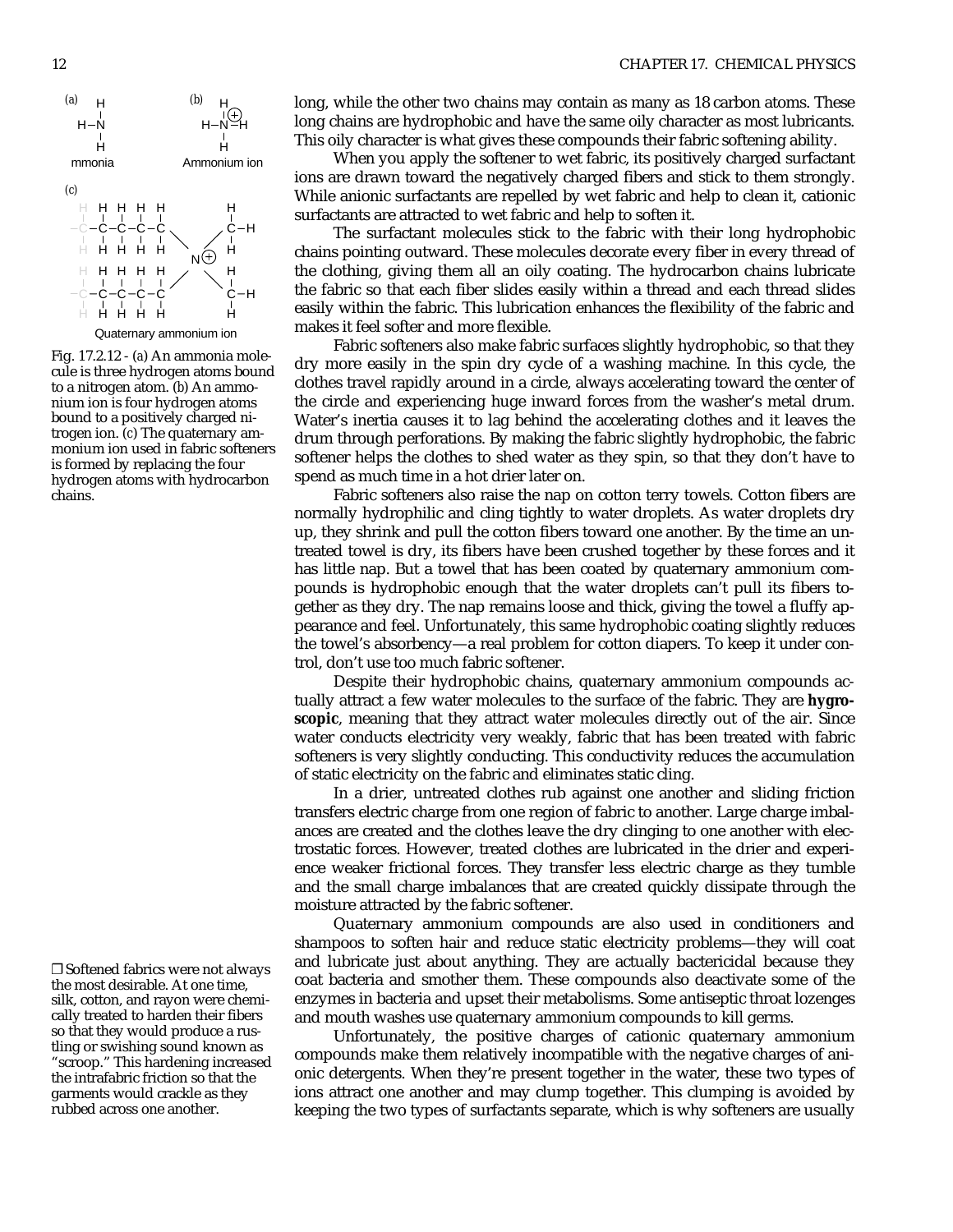(a) H H–N H mmonia

(b) H H–N–H H Ammonium ion

(c) Quaternary ammonium ion

Fig. 17.2.12 - (a) An ammonia molecule is three hydrogen atoms bound to a nitrogen atom. (b) An ammonium ion is four hydrogen atoms bound to a positively charged nitrogen ion. (c) The quaternary ammonium ion used in fabric softeners is formed by replacing the four hydrogen atoms with hydrocarbon chains.

long, while the other two chains may contain as many as 18 carbon atoms. These long chains are hydrophobic and have the same oily character as most lubricants. This oily character is what gives these compounds their fabric softening ability.

When you apply the softener to wet fabric, its positively charged surfactant ions are drawn toward the negatively charged fibers and stick to them strongly. While anionic surfactants are repelled by wet fabric and help to clean it, cationic surfactants are attracted to wet fabric and help to soften it.

The surfactant molecules stick to the fabric with their long hydrophobic chains pointing outward. These molecules decorate every fiber in every thread of the clothing, giving them all an oily coating. The hydrocarbon chains lubricate the fabric so that each fiber slides easily within a thread and each thread slides easily within the fabric. This lubrication enhances the flexibility of the fabric and makes it feel softer and more flexible.

Fabric softeners also make fabric surfaces slightly hydrophobic, so that they dry more easily in the spin dry cycle of a washing machine. In this cycle, the clothes travel rapidly around in a circle, always accelerating toward the center of the circle and experiencing huge inward forces from the washer's metal drum. Water's inertia causes it to lag behind the accelerating clothes and it leaves the drum through perforations. By making the fabric slightly hydrophobic, the fabric softener helps the clothes to shed water as they spin, so that they don't have to spend as much time in a hot drier later on.

Fabric softeners also raise the nap on cotton terry towels. Cotton fibers are normally hydrophilic and cling tightly to water droplets. As water droplets dry up, they shrink and pull the cotton fibers toward one another. By the time an untreated towel is dry, its fibers have been crushed together by these forces and it has little nap. But a towel that has been coated by quaternary ammonium compounds is hydrophobic enough that the water droplets can't pull its fibers together as they dry. The nap remains loose and thick, giving the towel a fluffy appearance and feel. Unfortunately, this same hydrophobic coating slightly reduces the towel's absorbency—a real problem for cotton diapers. To keep it under control, don't use too much fabric softener.

Despite their hydrophobic chains, quaternary ammonium compounds actually attract a few water molecules to the surface of the fabric. They are **hygroscopic**, meaning that they attract water molecules directly out of the air. Since water conducts electricity very weakly, fabric that has been treated with fabric softeners is very slightly conducting. This conductivity reduces the accumulation of static electricity on the fabric and eliminates static cling.

In a drier, untreated clothes rub against one another and sliding friction transfers electric charge from one region of fabric to another. Large charge imbalances are created and the clothes leave the dry clinging to one another with electrostatic forces. However, treated clothes are lubricated in the drier and experience weaker frictional forces. They transfer less electric charge as they tumble and the small charge imbalances that are created quickly dissipate through the moisture attracted by the fabric softener.

Quaternary ammonium compounds are also used in conditioners and shampoos to soften hair and reduce static electricity problems—they will coat and lubricate just about anything. They are actually bactericidal because they coat bacteria and smother them. These compounds also deactivate some of the enzymes in bacteria and upset their metabolisms. Some antiseptic throat lozenges and mouth washes use quaternary ammonium compounds to kill germs.

❐ Softened fabrics were not always the most desirable. At one time, silk, cotton, and rayon were chemically treated to harden their fibers so that they would produce a rustling or swishing sound known as "scroop." This hardening increased the intrafabric friction so that the garments would crackle as they rubbed across one another.

Unfortunately, the positive charges of cationic quaternary ammonium compounds make them relatively incompatible with the negative charges of anionic detergents. When they're present together in the water, these two types of ions attract one another and may clump together. This clumping is avoided by keeping the two types of surfactants separate, which is why softeners are usually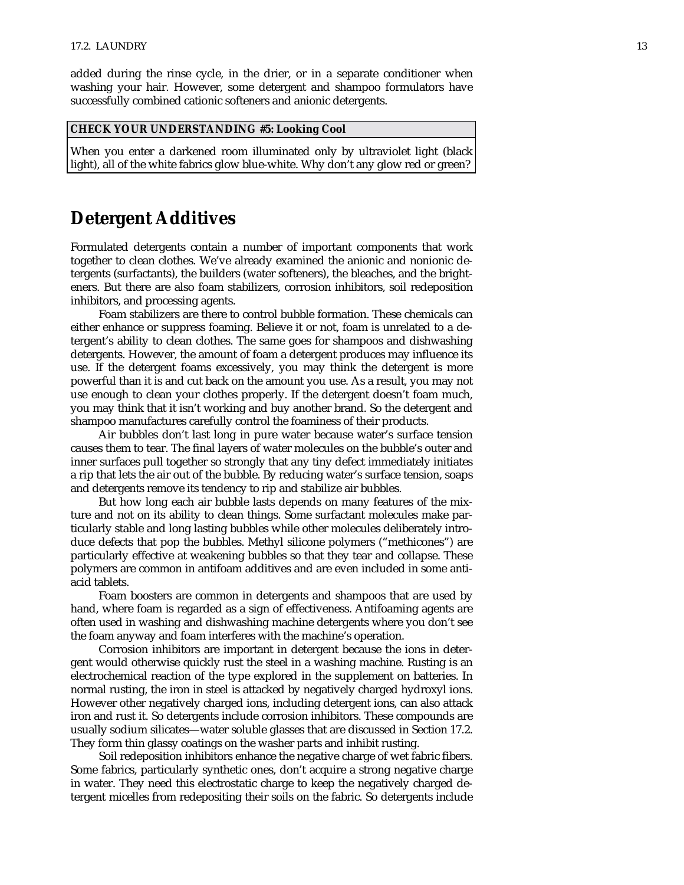added during the rinse cycle, in the drier, or in a separate conditioner when washing your hair. However, some detergent and shampoo formulators have successfully combined cationic softeners and anionic detergents.

**CHECK YOUR UNDERSTANDING #5: Looking Cool**

When you enter a darkened room illuminated only by ultraviolet light (black light), all of the white fabrics glow blue-white. Why don't any glow red or green?

## Detergent Additives

Formulated detergents contain a number of important components that work together to clean clothes. We've already examined the anionic and nonionic detergents (surfactants), the builders (water softeners), the bleaches, and the brighteners. But there are also foam stabilizers, corrosion inhibitors, soil redeposition inhibitors, and processing agents.

Foam stabilizers are there to control bubble formation. These chemicals can either enhance or suppress foaming. Believe it or not, foam is unrelated to a detergent's ability to clean clothes. The same goes for shampoos and dishwashing detergents. However, the amount of foam a detergent produces may influence its use. If the detergent foams excessively, you may think the detergent is more powerful than it is and cut back on the amount you use. As a result, you may not use enough to clean your clothes properly. If the detergent doesn't foam much, you may think that it isn't working and buy another brand. So the detergent and shampoo manufactures carefully control the foaminess of their products.

Air bubbles don't last long in pure water because water's surface tension causes them to tear. The final layers of water molecules on the bubble's outer and inner surfaces pull together so strongly that any tiny defect immediately initiates a rip that lets the air out of the bubble. By reducing water's surface tension, soaps and detergents remove its tendency to rip and stabilize air bubbles.

But how long each air bubble lasts depends on many features of the mixture and not on its ability to clean things. Some surfactant molecules make particularly stable and long lasting bubbles while other molecules deliberately introduce defects that pop the bubbles. Methyl silicone polymers ("methicones") are particularly effective at weakening bubbles so that they tear and collapse. These polymers are common in antifoam additives and are even included in some antiacid tablets.

Foam boosters are common in detergents and shampoos that are used by hand, where foam is regarded as a sign of effectiveness. Antifoaming agents are often used in washing and dishwashing machine detergents where you don't see the foam anyway and foam interferes with the machine's operation.

Corrosion inhibitors are important in detergent because the ions in detergent would otherwise quickly rust the steel in a washing machine. Rusting is an electrochemical reaction of the type explored in the supplement on batteries. In normal rusting, the iron in steel is attacked by negatively charged hydroxyl ions. However other negatively charged ions, including detergent ions, can also attack iron and rust it. So detergents include corrosion inhibitors. These compounds are usually sodium silicates—water soluble glasses that are discussed in Section 17.2. They form thin glassy coatings on the washer parts and inhibit rusting.

Soil redeposition inhibitors enhance the negative charge of wet fabric fibers. Some fabrics, particularly synthetic ones, don't acquire a strong negative charge in water. They need this electrostatic charge to keep the negatively charged detergent micelles from redepositing their soils on the fabric. So detergents include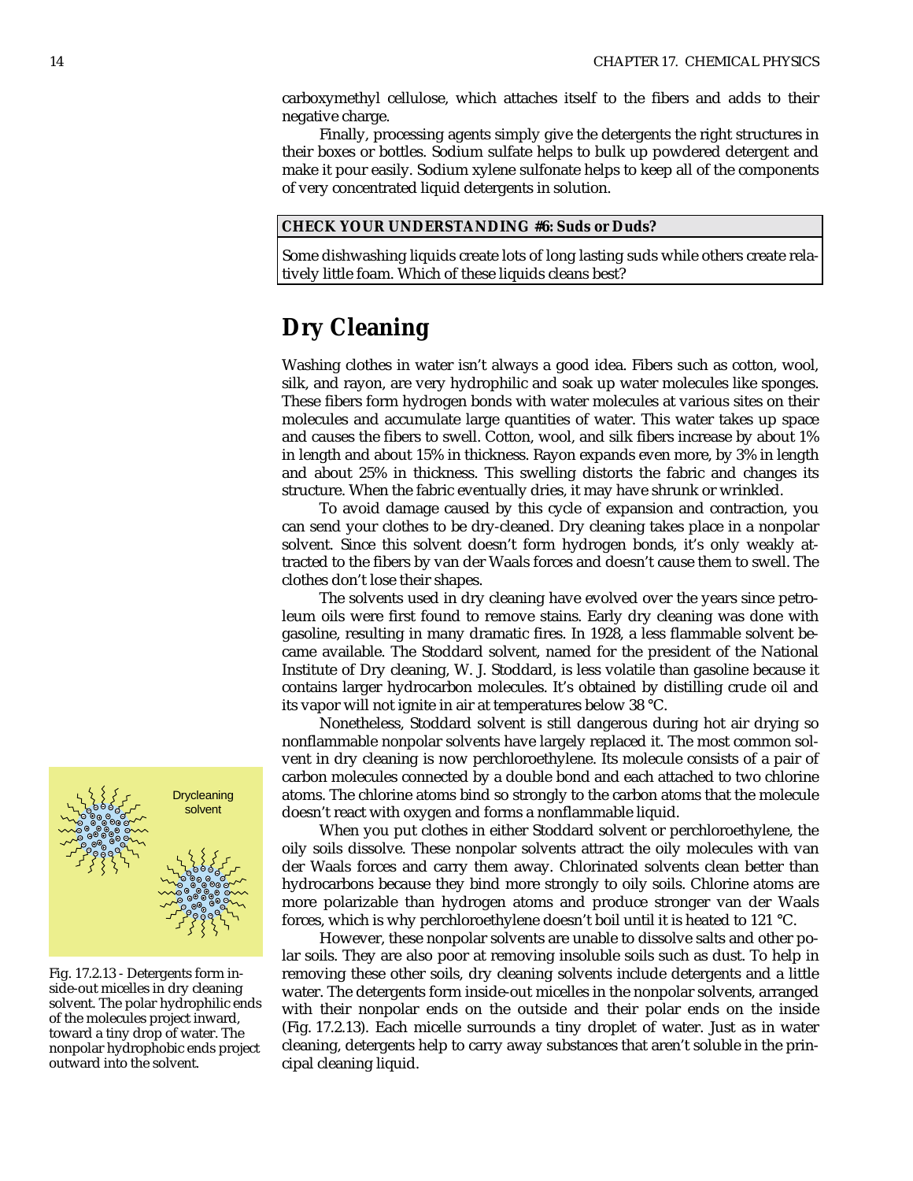carboxymethyl cellulose, which attaches itself to the fibers and adds to their negative charge.

Finally, processing agents simply give the detergents the right structures in their boxes or bottles. Sodium sulfate helps to bulk up powdered detergent and make it pour easily. Sodium xylene sulfonate helps to keep all of the components of very concentrated liquid detergents in solution.

**CHECK YOUR UNDERSTANDING #6: Suds or Duds?**

Some dishwashing liquids create lots of long lasting suds while others create relatively little foam. Which of these liquids cleans best?

## Dry Cleaning

Washing clothes in water isn't always a good idea. Fibers such as cotton, wool, silk, and rayon, are very hydrophilic and soak up water molecules like sponges. These fibers form hydrogen bonds with water molecules at various sites on their molecules and accumulate large quantities of water. This water takes up space and causes the fibers to swell. Cotton, wool, and silk fibers increase by about 1% in length and about 15% in thickness. Rayon expands even more, by 3% in length and about 25% in thickness. This swelling distorts the fabric and changes its structure. When the fabric eventually dries, it may have shrunk or wrinkled.

To avoid damage caused by this cycle of expansion and contraction, you can send your clothes to be dry-cleaned. Dry cleaning takes place in a nonpolar solvent. Since this solvent doesn't form hydrogen bonds, it's only weakly attracted to the fibers by van der Waals forces and doesn't cause them to swell. The clothes don't lose their shapes.

The solvents used in dry cleaning have evolved over the years since petroleum oils were first found to remove stains. Early dry cleaning was done with gasoline, resulting in many dramatic fires. In 1928, a less flammable solvent became available. The Stoddard solvent, named for the president of the National Institute of Dry cleaning, W. J. Stoddard, is less volatile than gasoline because it contains larger hydrocarbon molecules. It's obtained by distilling crude oil and its vapor will not ignite in air at temperatures below 38 °C.

Nonetheless, Stoddard solvent is still dangerous during hot air drying so nonflammable nonpolar solvents have largely replaced it. The most common solvent in dry cleaning is now perchloroethylene. Its molecule consists of a pair of carbon molecules connected by a double bond and each attached to two chlorine atoms. The chlorine atoms bind so strongly to the carbon atoms that the molecule doesn't react with oxygen and forms a nonflammable liquid.

When you put clothes in either Stoddard solvent or perchloroethylene, the oily soils dissolve. These nonpolar solvents attract the oily molecules with van der Waals forces and carry them away. Chlorinated solvents clean better than hydrocarbons because they bind more strongly to oily soils. Chlorine atoms are more polarizable than hydrogen atoms and produce stronger van der Waals forces, which is why perchloroethylene doesn't boil until it is heated to 121 °C.

However, these nonpolar solvents are unable to dissolve salts and other polar soils. They are also poor at removing insoluble soils such as dust. To help in removing these other soils, dry cleaning solvents include detergents and a little water. The detergents form inside-out micelles in the nonpolar solvents, arranged with their nonpolar ends on the outside and their polar ends on the inside (Fig. 17.2.13). Each micelle surrounds a tiny droplet of water. Just as in water cleaning, detergents help to carry away substances that aren't soluble in the principal cleaning liquid.

Drycleaning solvent

Fig. 17.2.13 - Detergents form inside-out micelles in dry cleaning solvent. The polar hydrophilic ends of the molecules project inward, toward a tiny drop of water. The nonpolar hydrophobic ends project outward into the solvent.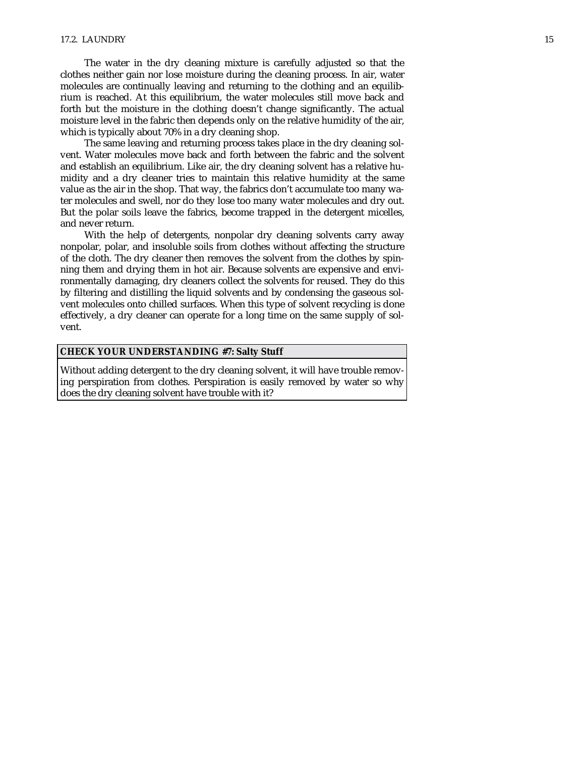The water in the dry cleaning mixture is carefully adjusted so that the clothes neither gain nor lose moisture during the cleaning process. In air, water molecules are continually leaving and returning to the clothing and an equilibrium is reached. At this equilibrium, the water molecules still move back and forth but the moisture in the clothing doesn't change significantly. The actual moisture level in the fabric then depends only on the relative humidity of the air, which is typically about 70% in a dry cleaning shop.

The same leaving and returning process takes place in the dry cleaning solvent. Water molecules move back and forth between the fabric and the solvent and establish an equilibrium. Like air, the dry cleaning solvent has a relative humidity and a dry cleaner tries to maintain this relative humidity at the same value as the air in the shop. That way, the fabrics don't accumulate too many water molecules and swell, nor do they lose too many water molecules and dry out. But the polar soils leave the fabrics, become trapped in the detergent micelles, and never return.

With the help of detergents, nonpolar dry cleaning solvents carry away nonpolar, polar, and insoluble soils from clothes without affecting the structure of the cloth. The dry cleaner then removes the solvent from the clothes by spinning them and drying them in hot air. Because solvents are expensive and environmentally damaging, dry cleaners collect the solvents for reused. They do this by filtering and distilling the liquid solvents and by condensing the gaseous solvent molecules onto chilled surfaces. When this type of solvent recycling is done effectively, a dry cleaner can operate for a long time on the same supply of solvent.

**CHECK YOUR UNDERSTANDING #7: Salty Stuff**

Without adding detergent to the dry cleaning solvent, it will have trouble removing perspiration from clothes. Perspiration is easily removed by water so why does the dry cleaning solvent have trouble with it?